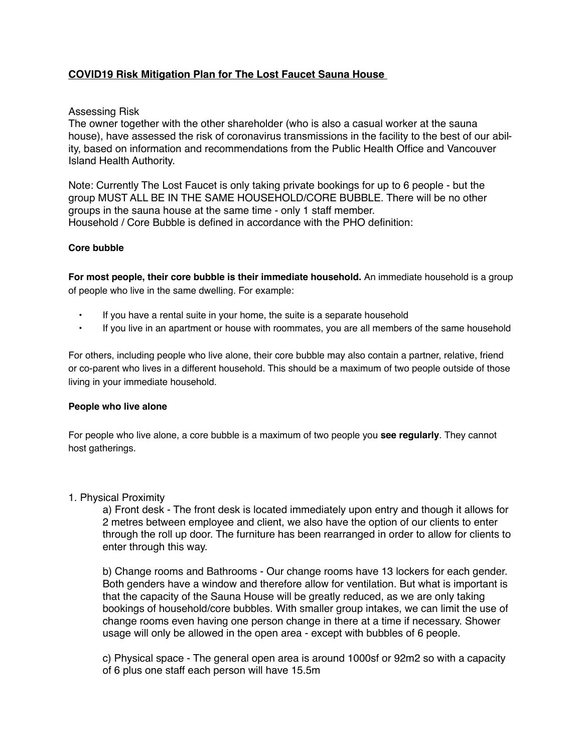**COVID19 Risk Mitigation Plan for The Lost Faucet Sauna House**

Assessing Risk
The owner together with the other shareholder (who is also a casual worker at the sauna house), have assessed the risk of coronavirus transmissions in the facility to the best of our ability, based on information and recommendations from the Public Health Office and Vancouver Island Health Authority.

Note: Currently The Lost Faucet is only taking private bookings for up to 6 people - but the group MUST ALL BE IN THE SAME HOUSEHOLD/CORE BUBBLE. There will be no other groups in the sauna house at the same time - only 1 staff member.
Household / Core Bubble is defined in accordance with the PHO definition:

**Core bubble**

**For most people, their core bubble is their immediate household.** An immediate household is a group of people who live in the same dwelling. For example:

- If you have a rental suite in your home, the suite is a separate household
- If you live in an apartment or house with roommates, you are all members of the same household

For others, including people who live alone, their core bubble may also contain a partner, relative, friend or co-parent who lives in a different household. This should be a maximum of two people outside of those living in your immediate household.

**People who live alone**

For people who live alone, a core bubble is a maximum of two people you **see regularly**. They cannot host gatherings.

1. Physical Proximity

   a) Front desk - The front desk is located immediately upon entry and though it allows for 2 metres between employee and client, we also have the option of our clients to enter through the roll up door. The furniture has been rearranged in order to allow for clients to enter through this way.

   b) Change rooms and Bathrooms - Our change rooms have 13 lockers for each gender. Both genders have a window and therefore allow for ventilation. But what is important is that the capacity of the Sauna House will be greatly reduced, as we are only taking bookings of household/core bubbles. With smaller group intakes, we can limit the use of change rooms even having one person change in there at a time if necessary. Shower usage will only be allowed in the open area - except with bubbles of 6 people.

   c) Physical space - The general open area is around 1000sf or 92m2 so with a capacity of 6 plus one staff each person will have 15.5m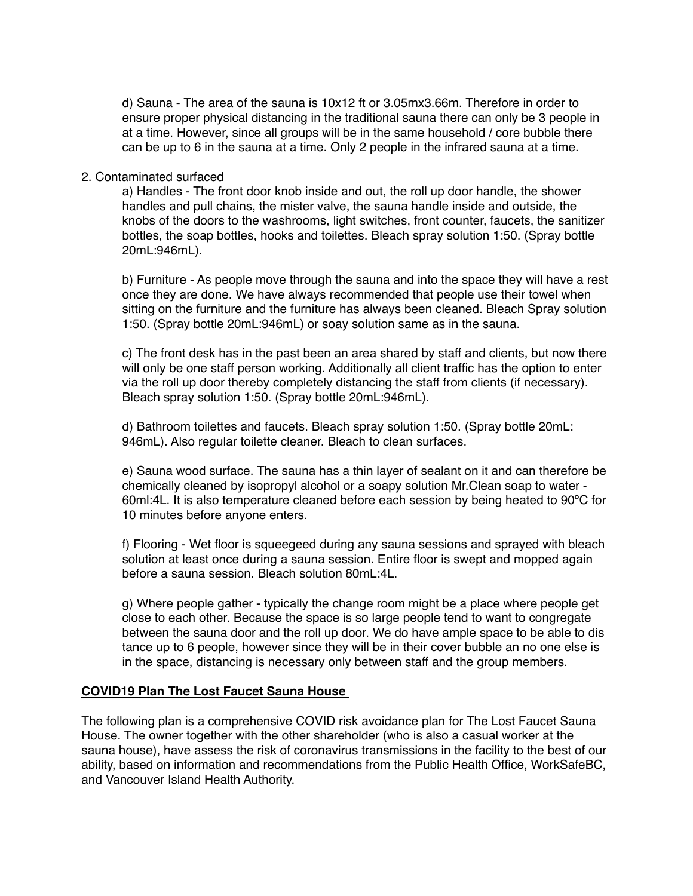d) Sauna - The area of the sauna is 10x12 ft or 3.05mx3.66m. Therefore in order to ensure proper physical distancing in the traditional sauna there can only be 3 people in at a time. However, since all groups will be in the same household / core bubble there can be up to 6 in the sauna at a time. Only 2 people in the infrared sauna at a time.

2. Contaminated surfaced

a) Handles - The front door knob inside and out, the roll up door handle, the shower handles and pull chains, the mister valve, the sauna handle inside and outside, the knobs of the doors to the washrooms, light switches, front counter, faucets, the sanitizer bottles, the soap bottles, hooks and toilettes. Bleach spray solution 1:50. (Spray bottle 20mL:946mL).

b) Furniture - As people move through the sauna and into the space they will have a rest once they are done. We have always recommended that people use their towel when sitting on the furniture and the furniture has always been cleaned. Bleach Spray solution 1:50. (Spray bottle 20mL:946mL) or soay solution same as in the sauna.

c) The front desk has in the past been an area shared by staff and clients, but now there will only be one staff person working. Additionally all client traffic has the option to enter via the roll up door thereby completely distancing the staff from clients (if necessary). Bleach spray solution 1:50. (Spray bottle 20mL:946mL).

d) Bathroom toilettes and faucets. Bleach spray solution 1:50. (Spray bottle 20mL: 946mL). Also regular toilette cleaner. Bleach to clean surfaces.

e) Sauna wood surface. The sauna has a thin layer of sealant on it and can therefore be chemically cleaned by isopropyl alcohol or a soapy solution Mr.Clean soap to water - 60ml:4L. It is also temperature cleaned before each session by being heated to 90ºC for 10 minutes before anyone enters.

f) Flooring - Wet floor is squeegeed during any sauna sessions and sprayed with bleach solution at least once during a sauna session. Entire floor is swept and mopped again before a sauna session. Bleach solution 80mL:4L.

g) Where people gather - typically the change room might be a place where people get close to each other. Because the space is so large people tend to want to congregate between the sauna door and the roll up door. We do have ample space to be able to dis tance up to 6 people, however since they will be in their cover bubble an no one else is in the space, distancing is necessary only between staff and the group members.

**COVID19 Plan The Lost Faucet Sauna House**

The following plan is a comprehensive COVID risk avoidance plan for The Lost Faucet Sauna House. The owner together with the other shareholder (who is also a casual worker at the sauna house), have assess the risk of coronavirus transmissions in the facility to the best of our ability, based on information and recommendations from the Public Health Office, WorkSafeBC, and Vancouver Island Health Authority.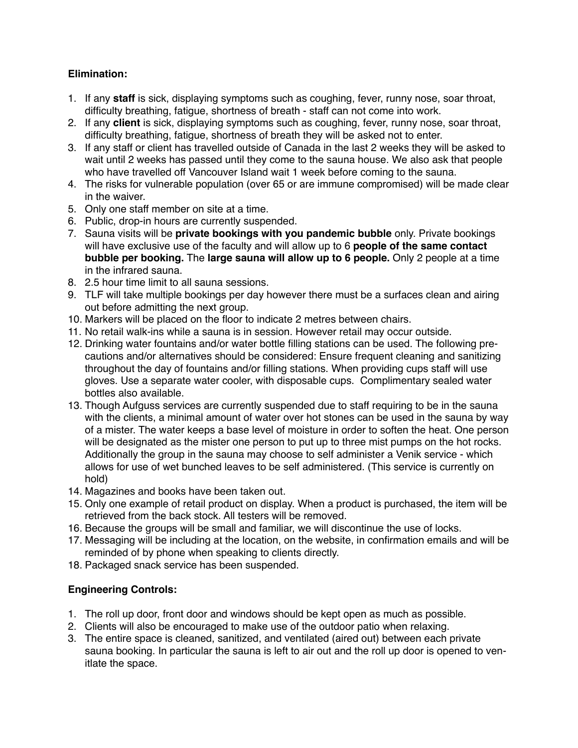**Elimination:**

1. If any **staff** is sick, displaying symptoms such as coughing, fever, runny nose, soar throat, difficulty breathing, fatigue, shortness of breath - staff can not come into work.
2. If any **client** is sick, displaying symptoms such as coughing, fever, runny nose, soar throat, difficulty breathing, fatigue, shortness of breath they will be asked not to enter.
3. If any staff or client has travelled outside of Canada in the last 2 weeks they will be asked to wait until 2 weeks has passed until they come to the sauna house. We also ask that people who have travelled off Vancouver Island wait 1 week before coming to the sauna.
4. The risks for vulnerable population (over 65 or are immune compromised) will be made clear in the waiver.
5. Only one staff member on site at a time.
6. Public, drop-in hours are currently suspended.
7. Sauna visits will be **private bookings with you pandemic bubble** only. Private bookings will have exclusive use of the faculty and will allow up to 6 **people of the same contact bubble per booking.** The **large sauna will allow up to 6 people.** Only 2 people at a time in the infrared sauna.
8. 2.5 hour time limit to all sauna sessions.
9. TLF will take multiple bookings per day however there must be a surfaces clean and airing out before admitting the next group.
10. Markers will be placed on the floor to indicate 2 metres between chairs.
11. No retail walk-ins while a sauna is in session. However retail may occur outside.
12. Drinking water fountains and/or water bottle filling stations can be used. The following precautions and/or alternatives should be considered: Ensure frequent cleaning and sanitizing throughout the day of fountains and/or filling stations. When providing cups staff will use gloves. Use a separate water cooler, with disposable cups. Complimentary sealed water bottles also available.
13. Though Aufguss services are currently suspended due to staff requiring to be in the sauna with the clients, a minimal amount of water over hot stones can be used in the sauna by way of a mister. The water keeps a base level of moisture in order to soften the heat. One person will be designated as the mister one person to put up to three mist pumps on the hot rocks. Additionally the group in the sauna may choose to self administer a Venik service - which allows for use of wet bunched leaves to be self administered. (This service is currently on hold)
14. Magazines and books have been taken out.
15. Only one example of retail product on display. When a product is purchased, the item will be retrieved from the back stock. All testers will be removed.
16. Because the groups will be small and familiar, we will discontinue the use of locks.
17. Messaging will be including at the location, on the website, in confirmation emails and will be reminded of by phone when speaking to clients directly.
18. Packaged snack service has been suspended.

**Engineering Controls:**

1. The roll up door, front door and windows should be kept open as much as possible.
2. Clients will also be encouraged to make use of the outdoor patio when relaxing.
3. The entire space is cleaned, sanitized, and ventilated (aired out) between each private sauna booking. In particular the sauna is left to air out and the roll up door is opened to ventilate the space.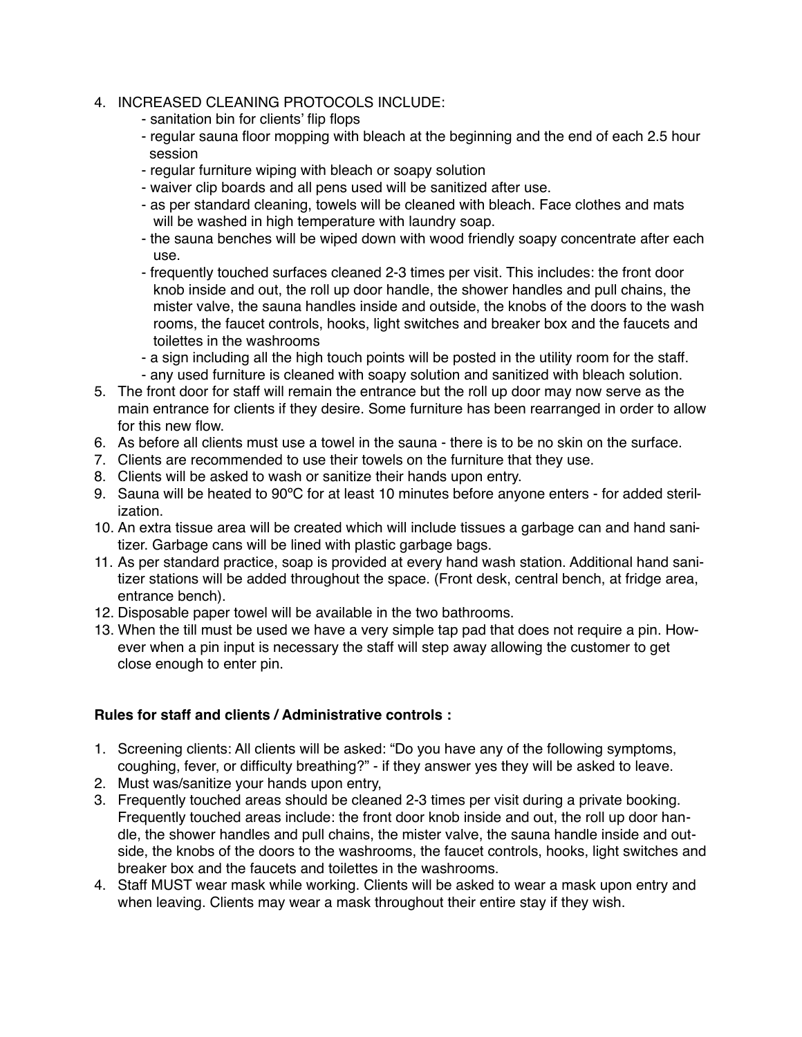4. INCREASED CLEANING PROTOCOLS INCLUDE:
   - sanitation bin for clients' flip flops
   - regular sauna floor mopping with bleach at the beginning and the end of each 2.5 hour session
   - regular furniture wiping with bleach or soapy solution
   - waiver clip boards and all pens used will be sanitized after use.
   - as per standard cleaning, towels will be cleaned with bleach. Face clothes and mats will be washed in high temperature with laundry soap.
   - the sauna benches will be wiped down with wood friendly soapy concentrate after each use.
   - frequently touched surfaces cleaned 2-3 times per visit. This includes: the front door knob inside and out, the roll up door handle, the shower handles and pull chains, the mister valve, the sauna handles inside and outside, the knobs of the doors to the wash rooms, the faucet controls, hooks, light switches and breaker box and the faucets and toilettes in the washrooms
   - a sign including all the high touch points will be posted in the utility room for the staff.
   - any used furniture is cleaned with soapy solution and sanitized with bleach solution.
5. The front door for staff will remain the entrance but the roll up door may now serve as the main entrance for clients if they desire. Some furniture has been rearranged in order to allow for this new flow.
6. As before all clients must use a towel in the sauna - there is to be no skin on the surface.
7. Clients are recommended to use their towels on the furniture that they use.
8. Clients will be asked to wash or sanitize their hands upon entry.
9. Sauna will be heated to 90ºC for at least 10 minutes before anyone enters - for added sterilization.
10. An extra tissue area will be created which will include tissues a garbage can and hand sanitizer. Garbage cans will be lined with plastic garbage bags.
11. As per standard practice, soap is provided at every hand wash station. Additional hand sanitizer stations will be added throughout the space. (Front desk, central bench, at fridge area, entrance bench).
12. Disposable paper towel will be available in the two bathrooms.
13. When the till must be used we have a very simple tap pad that does not require a pin. However when a pin input is necessary the staff will step away allowing the customer to get close enough to enter pin.

**Rules for staff and clients / Administrative controls :**

1. Screening clients: All clients will be asked: "Do you have any of the following symptoms, coughing, fever, or difficulty breathing?" - if they answer yes they will be asked to leave.
2. Must was/sanitize your hands upon entry,
3. Frequently touched areas should be cleaned 2-3 times per visit during a private booking. Frequently touched areas include: the front door knob inside and out, the roll up door handle, the shower handles and pull chains, the mister valve, the sauna handle inside and outside, the knobs of the doors to the washrooms, the faucet controls, hooks, light switches and breaker box and the faucets and toilettes in the washrooms.
4. Staff MUST wear mask while working. Clients will be asked to wear a mask upon entry and when leaving. Clients may wear a mask throughout their entire stay if they wish.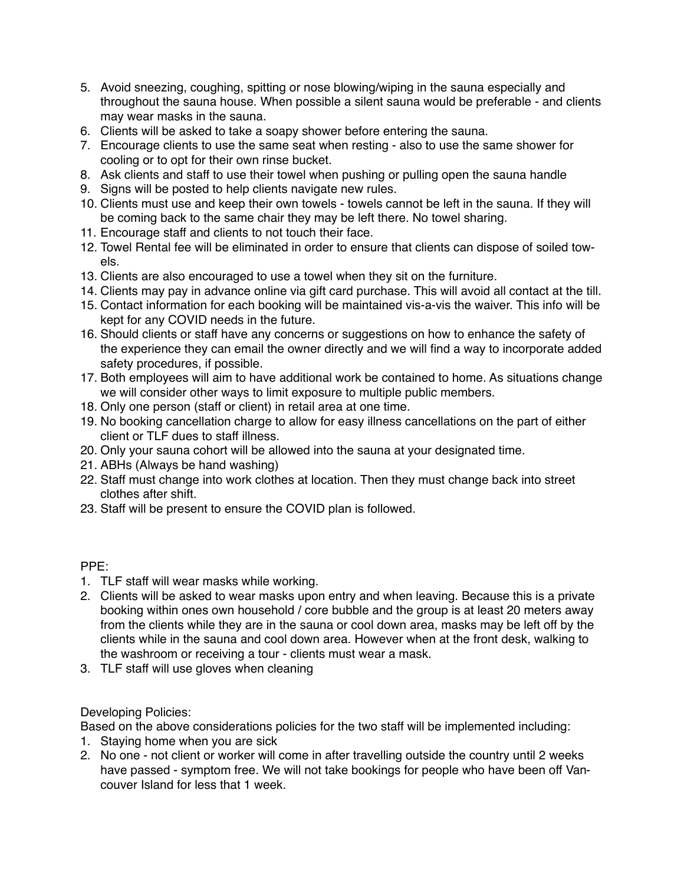5. Avoid sneezing, coughing, spitting or nose blowing/wiping in the sauna especially and throughout the sauna house. When possible a silent sauna would be preferable - and clients may wear masks in the sauna.
6. Clients will be asked to take a soapy shower before entering the sauna.
7. Encourage clients to use the same seat when resting - also to use the same shower for cooling or to opt for their own rinse bucket.
8. Ask clients and staff to use their towel when pushing or pulling open the sauna handle
9. Signs will be posted to help clients navigate new rules.
10. Clients must use and keep their own towels - towels cannot be left in the sauna. If they will be coming back to the same chair they may be left there. No towel sharing.
11. Encourage staff and clients to not touch their face.
12. Towel Rental fee will be eliminated in order to ensure that clients can dispose of soiled towels.
13. Clients are also encouraged to use a towel when they sit on the furniture.
14. Clients may pay in advance online via gift card purchase. This will avoid all contact at the till.
15. Contact information for each booking will be maintained vis-a-vis the waiver. This info will be kept for any COVID needs in the future.
16. Should clients or staff have any concerns or suggestions on how to enhance the safety of the experience they can email the owner directly and we will find a way to incorporate added safety procedures, if possible.
17. Both employees will aim to have additional work be contained to home. As situations change we will consider other ways to limit exposure to multiple public members.
18. Only one person (staff or client) in retail area at one time.
19. No booking cancellation charge to allow for easy illness cancellations on the part of either client or TLF dues to staff illness.
20. Only your sauna cohort will be allowed into the sauna at your designated time.
21. ABHs (Always be hand washing)
22. Staff must change into work clothes at location. Then they must change back into street clothes after shift.
23. Staff will be present to ensure the COVID plan is followed.

PPE:

1. TLF staff will wear masks while working.
2. Clients will be asked to wear masks upon entry and when leaving. Because this is a private booking within ones own household / core bubble and the group is at least 20 meters away from the clients while they are in the sauna or cool down area, masks may be left off by the clients while in the sauna and cool down area. However when at the front desk, walking to the washroom or receiving a tour - clients must wear a mask.
3. TLF staff will use gloves when cleaning

Developing Policies:

Based on the above considerations policies for the two staff will be implemented including:

1. Staying home when you are sick
2. No one - not client or worker will come in after travelling outside the country until 2 weeks have passed - symptom free. We will not take bookings for people who have been off Vancouver Island for less that 1 week.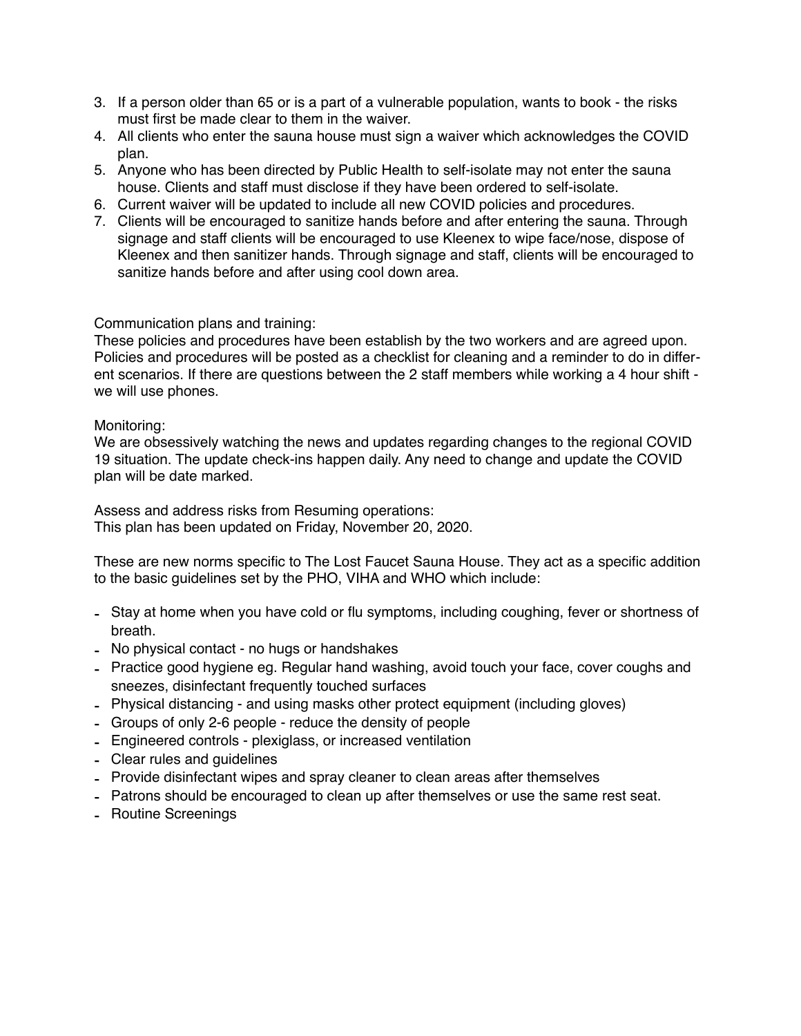3. If a person older than 65 or is a part of a vulnerable population, wants to book - the risks must first be made clear to them in the waiver.
4. All clients who enter the sauna house must sign a waiver which acknowledges the COVID plan.
5. Anyone who has been directed by Public Health to self-isolate may not enter the sauna house. Clients and staff must disclose if they have been ordered to self-isolate.
6. Current waiver will be updated to include all new COVID policies and procedures.
7. Clients will be encouraged to sanitize hands before and after entering the sauna. Through signage and staff clients will be encouraged to use Kleenex to wipe face/nose, dispose of Kleenex and then sanitizer hands. Through signage and staff, clients will be encouraged to sanitize hands before and after using cool down area.

Communication plans and training:
These policies and procedures have been establish by the two workers and are agreed upon. Policies and procedures will be posted as a checklist for cleaning and a reminder to do in different scenarios. If there are questions between the 2 staff members while working a 4 hour shift - we will use phones.

Monitoring:
We are obsessively watching the news and updates regarding changes to the regional COVID 19 situation. The update check-ins happen daily. Any need to change and update the COVID plan will be date marked.

Assess and address risks from Resuming operations:
This plan has been updated on Friday, November 20, 2020.

These are new norms specific to The Lost Faucet Sauna House. They act as a specific addition to the basic guidelines set by the PHO, VIHA and WHO which include:

- Stay at home when you have cold or flu symptoms, including coughing, fever or shortness of breath.
- No physical contact - no hugs or handshakes
- Practice good hygiene eg. Regular hand washing, avoid touch your face, cover coughs and sneezes, disinfectant frequently touched surfaces
- Physical distancing - and using masks other protect equipment (including gloves)
- Groups of only 2-6 people - reduce the density of people
- Engineered controls - plexiglass, or increased ventilation
- Clear rules and guidelines
- Provide disinfectant wipes and spray cleaner to clean areas after themselves
- Patrons should be encouraged to clean up after themselves or use the same rest seat.
- Routine Screenings